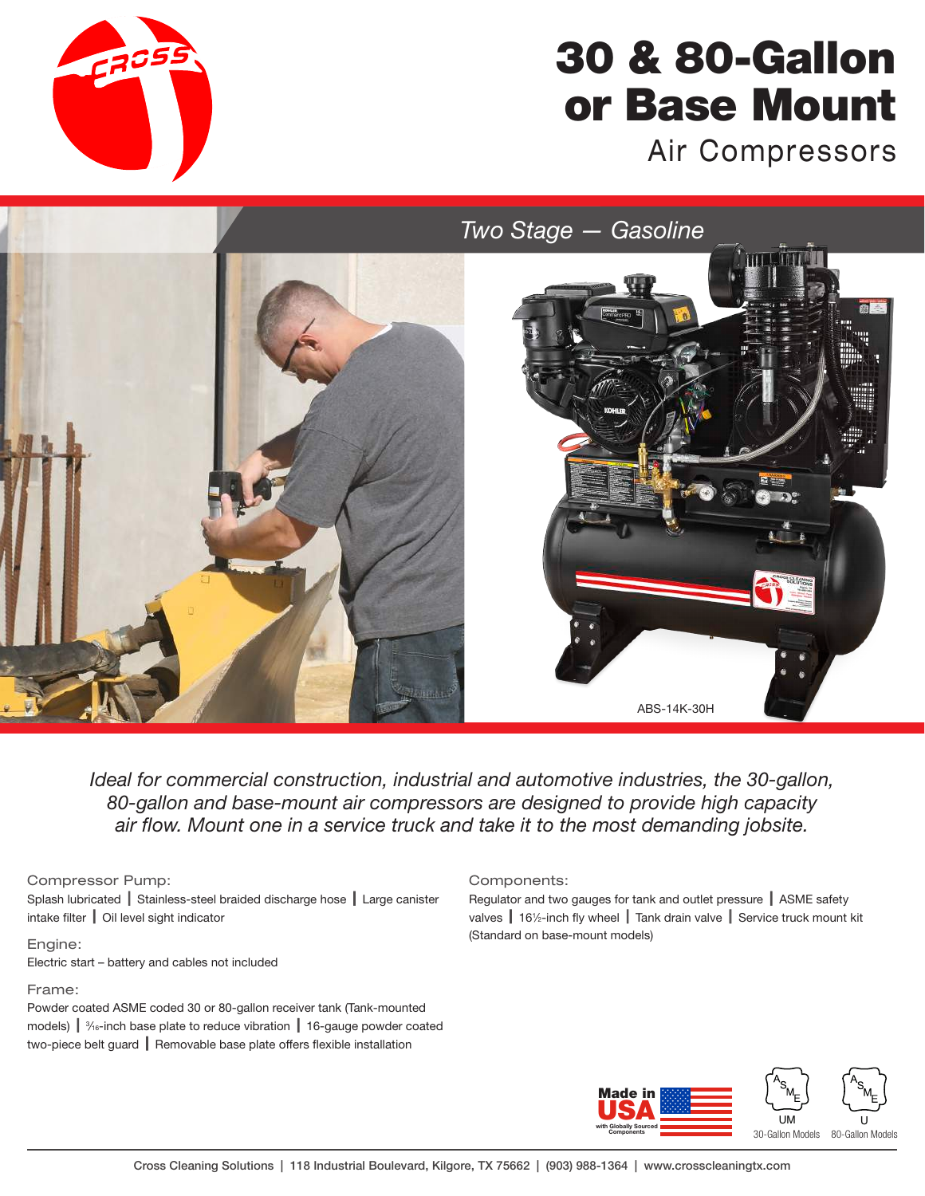# 30 & 80-Gallon or Base Mount

## Air Compressors

*Two Stage — Gasoline*

ABS-14K-30H

*Ideal for commercial construction, industrial and automotive industries, the 30-gallon, 80-gallon and base-mount air compressors are designed to provide high capacity air flow. Mount one in a service truck and take it to the most demanding jobsite.*

### Compressor Pump:

Splash lubricated | Stainless-steel braided discharge hose | Large canister intake filter | Oil level sight indicator

### Engine:

Electric start – battery and cables not included

### Frame:

Powder coated ASME coded 30 or 80-gallon receiver tank (Tank-mounted models) | 3⁄16-inch base plate to reduce vibration | 16-gauge powder coated two-piece belt guard | Removable base plate offers flexible installation

### Components:

Regulator and two gauges for tank and outlet pressure | ASME safety valves | 16½-inch fly wheel | Tank drain valve | Service truck mount kit (Standard on base-mount models)

Made in USA with Globally Sourced Components

ASME UM — 30-Gallon Models

ASME U — 80-Gallon Models

Cross Cleaning Solutions | 118 Industrial Boulevard, Kilgore, TX 75662 | (903) 988-1364 | www.crosscleaningtx.com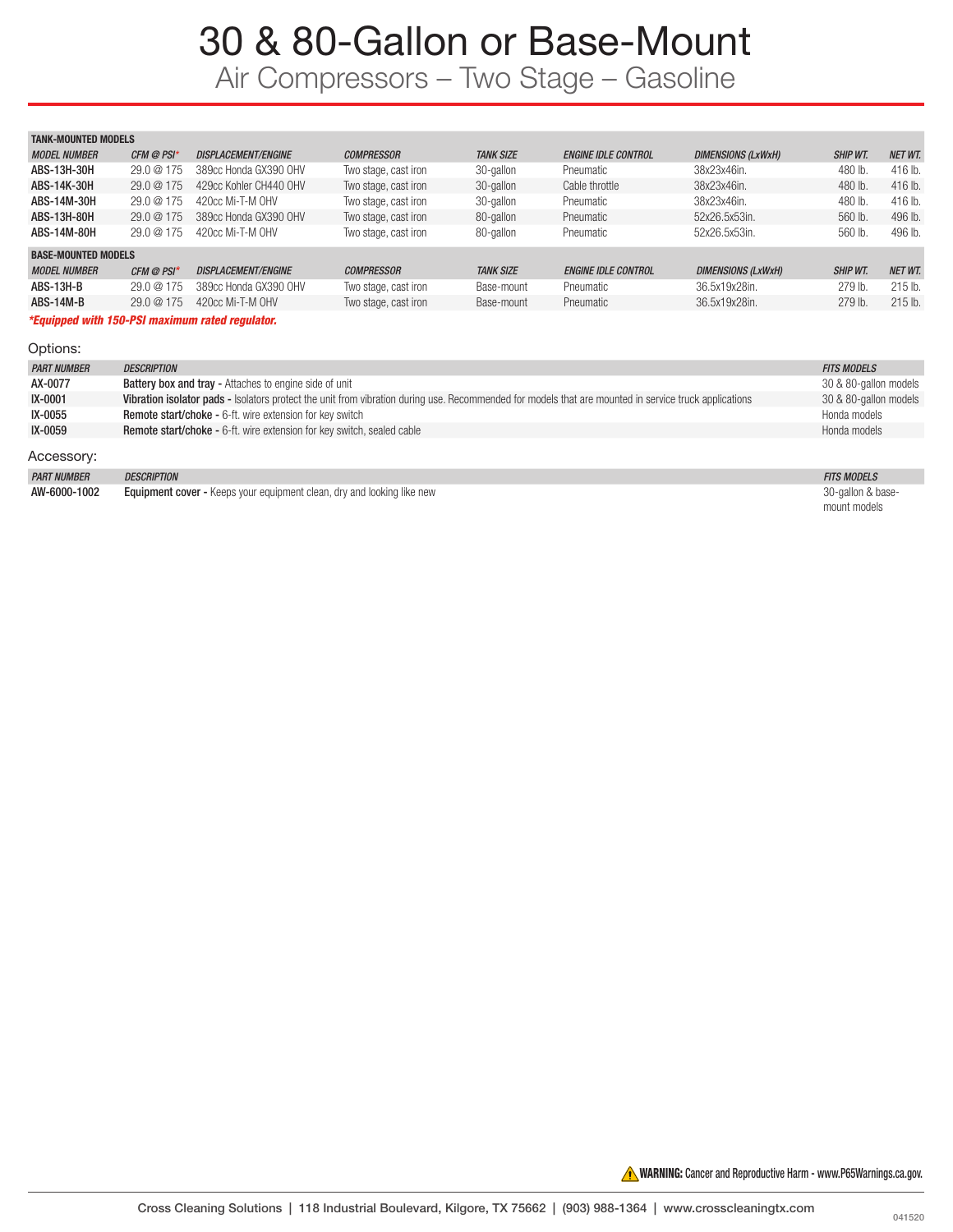# 30 & 80-Gallon or Base-Mount

## Air Compressors – Two Stage – Gasoline

| TANK-MOUNTED MODELS | | | | | | | | |
|---|---|---|---|---|---|---|---|---|
| *MODEL NUMBER* | *CFM @ PSI** | *DISPLACEMENT/ENGINE* | *COMPRESSOR* | *TANK SIZE* | *ENGINE IDLE CONTROL* | *DIMENSIONS (LxWxH)* | *SHIP WT.* | *NET WT.* |
| **ABS-13H-30H** | 29.0 @ 175 | 389cc Honda GX390 OHV | Two stage, cast iron | 30-gallon | Pneumatic | 38x23x46in. | 480 lb. | 416 lb. |
| **ABS-14K-30H** | 29.0 @ 175 | 429cc Kohler CH440 OHV | Two stage, cast iron | 30-gallon | Cable throttle | 38x23x46in. | 480 lb. | 416 lb. |
| **ABS-14M-30H** | 29.0 @ 175 | 420cc Mi-T-M OHV | Two stage, cast iron | 30-gallon | Pneumatic | 38x23x46in. | 480 lb. | 416 lb. |
| **ABS-13H-80H** | 29.0 @ 175 | 389cc Honda GX390 OHV | Two stage, cast iron | 80-gallon | Pneumatic | 52x26.5x53in. | 560 lb. | 496 lb. |
| **ABS-14M-80H** | 29.0 @ 175 | 420cc Mi-T-M OHV | Two stage, cast iron | 80-gallon | Pneumatic | 52x26.5x53in. | 560 lb. | 496 lb. |

| BASE-MOUNTED MODELS | | | | | | | | |
|---|---|---|---|---|---|---|---|---|
| *MODEL NUMBER* | *CFM @ PSI** | *DISPLACEMENT/ENGINE* | *COMPRESSOR* | *TANK SIZE* | *ENGINE IDLE CONTROL* | *DIMENSIONS (LxWxH)* | *SHIP WT.* | *NET WT.* |
| **ABS-13H-B** | 29.0 @ 175 | 389cc Honda GX390 OHV | Two stage, cast iron | Base-mount | Pneumatic | 36.5x19x28in. | 279 lb. | 215 lb. |
| **ABS-14M-B** | 29.0 @ 175 | 420cc Mi-T-M OHV | Two stage, cast iron | Base-mount | Pneumatic | 36.5x19x28in. | 279 lb. | 215 lb. |

***Equipped with 150-PSI maximum rated regulator.***

Options:

| *PART NUMBER* | *DESCRIPTION* | *FITS MODELS* |
|---|---|---|
| AX-0077 | **Battery box and tray -** Attaches to engine side of unit | 30 & 80-gallon models |
| IX-0001 | **Vibration isolator pads -** Isolators protect the unit from vibration during use. Recommended for models that are mounted in service truck applications | 30 & 80-gallon models |
| IX-0055 | **Remote start/choke -** 6-ft. wire extension for key switch | Honda models |
| IX-0059 | **Remote start/choke -** 6-ft. wire extension for key switch, sealed cable | Honda models |

Accessory:

| *PART NUMBER* | *DESCRIPTION* | *FITS MODELS* |
|---|---|---|
| AW-6000-1002 | **Equipment cover -** Keeps your equipment clean, dry and looking like new | 30-gallon & base-mount models |

**WARNING:** Cancer and Reproductive Harm - www.P65Warnings.ca.gov.

Cross Cleaning Solutions | 118 Industrial Boulevard, Kilgore, TX 75662 | (903) 988-1364 | www.crosscleaningtx.com

041520